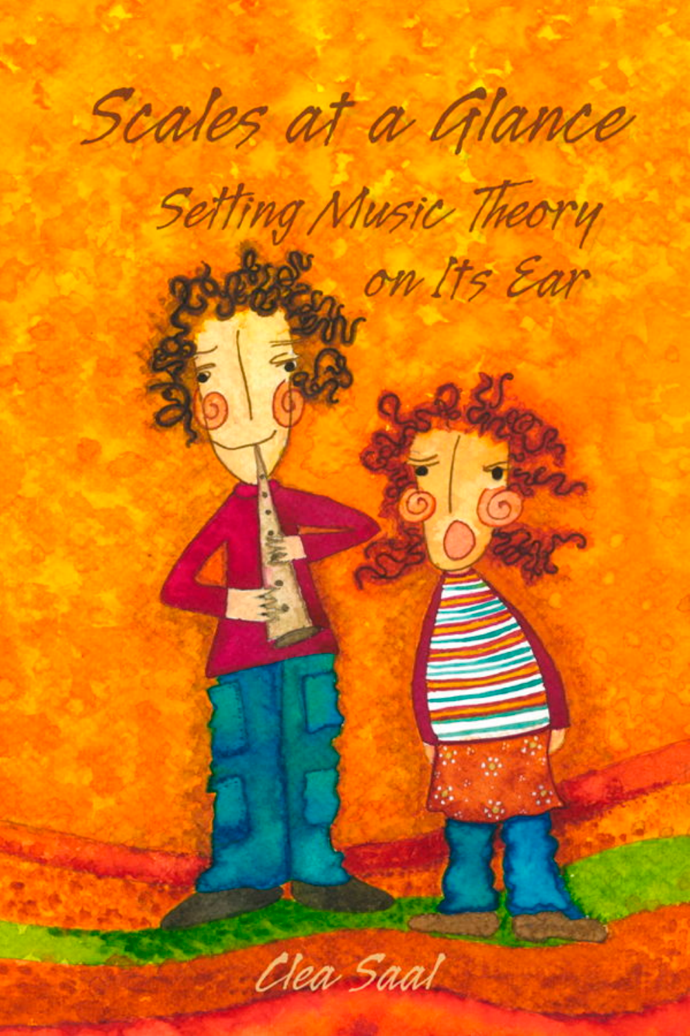# Scales at a Glance

## Setting Music Theory on Its Ear

Clea Saal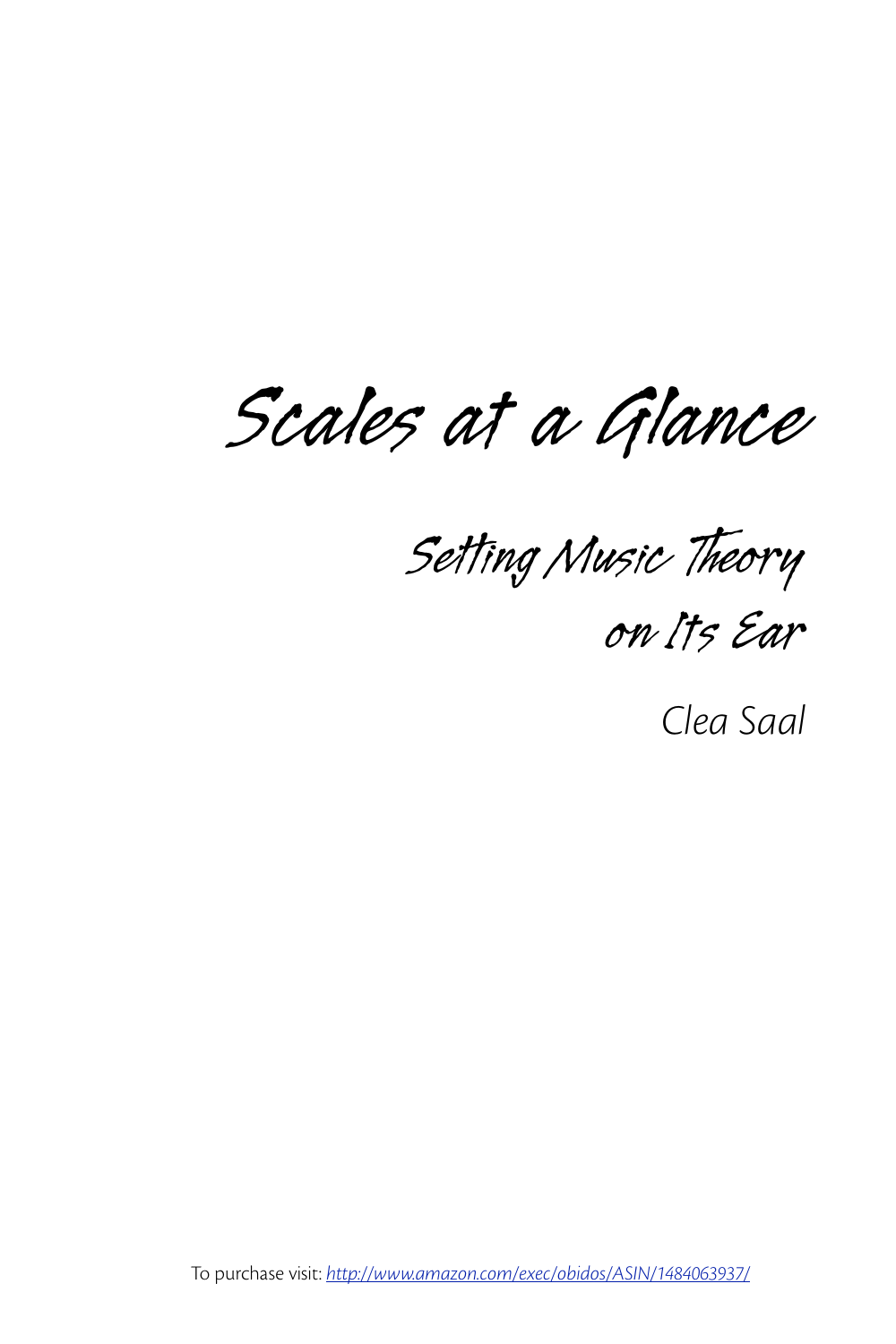# Scales at a Glance

## Setting Music Theory on Its Ear

*Clea Saal*

To purchase visit: *[http://www.amazon.com/exec/obidos/ASIN/1484063937/](http://www.amazon.com/exec/obidos/ASIN/1484063937/)*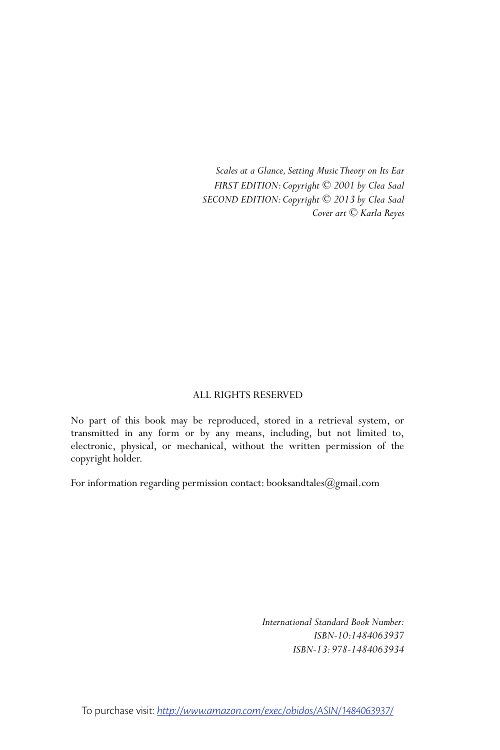*Scales at a Glance, Setting Music Theory on Its Ear*
*FIRST EDITION: Copyright © 2001 by Clea Saal*
*SECOND EDITION: Copyright © 2013 by Clea Saal*
*Cover art © Karla Reyes*

ALL RIGHTS RESERVED

No part of this book may be reproduced, stored in a retrieval system, or transmitted in any form or by any means, including, but not limited to, electronic, physical, or mechanical, without the written permission of the copyright holder.

For information regarding permission contact: booksandtales@gmail.com

*International Standard Book Number:*
*ISBN-10:1484063937*
*ISBN-13: 978-1484063934*

To purchase visit: *http://www.amazon.com/exec/obidos/ASIN/1484063937/*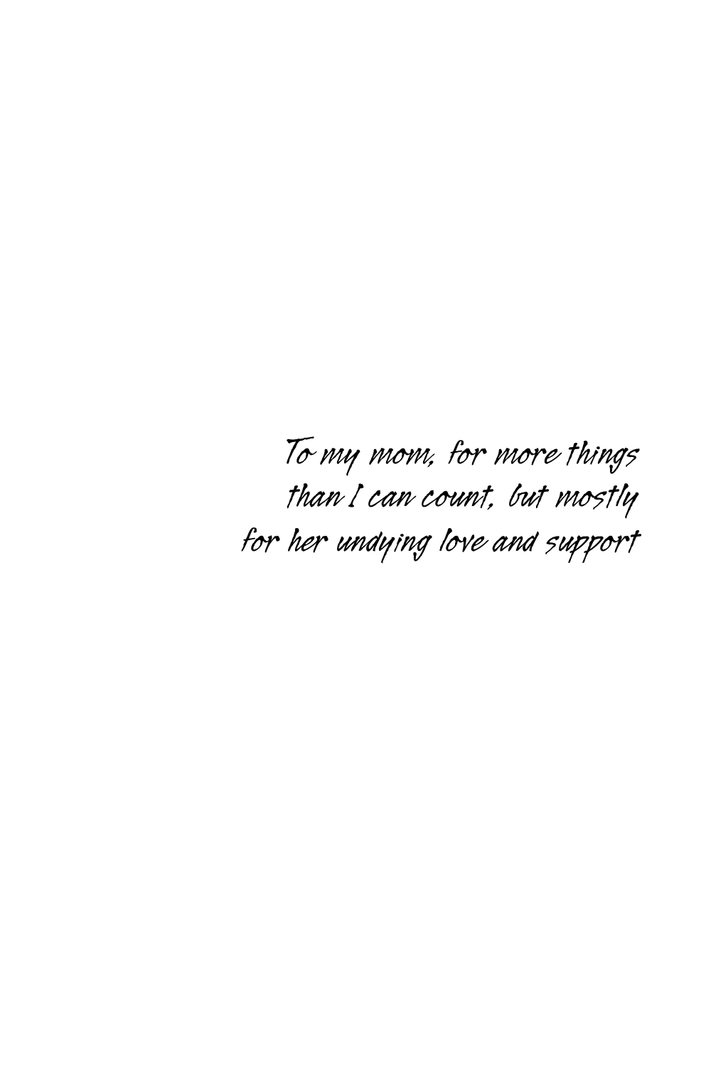*To my mom, for more things
than I can count, but mostly
for her undying love and support*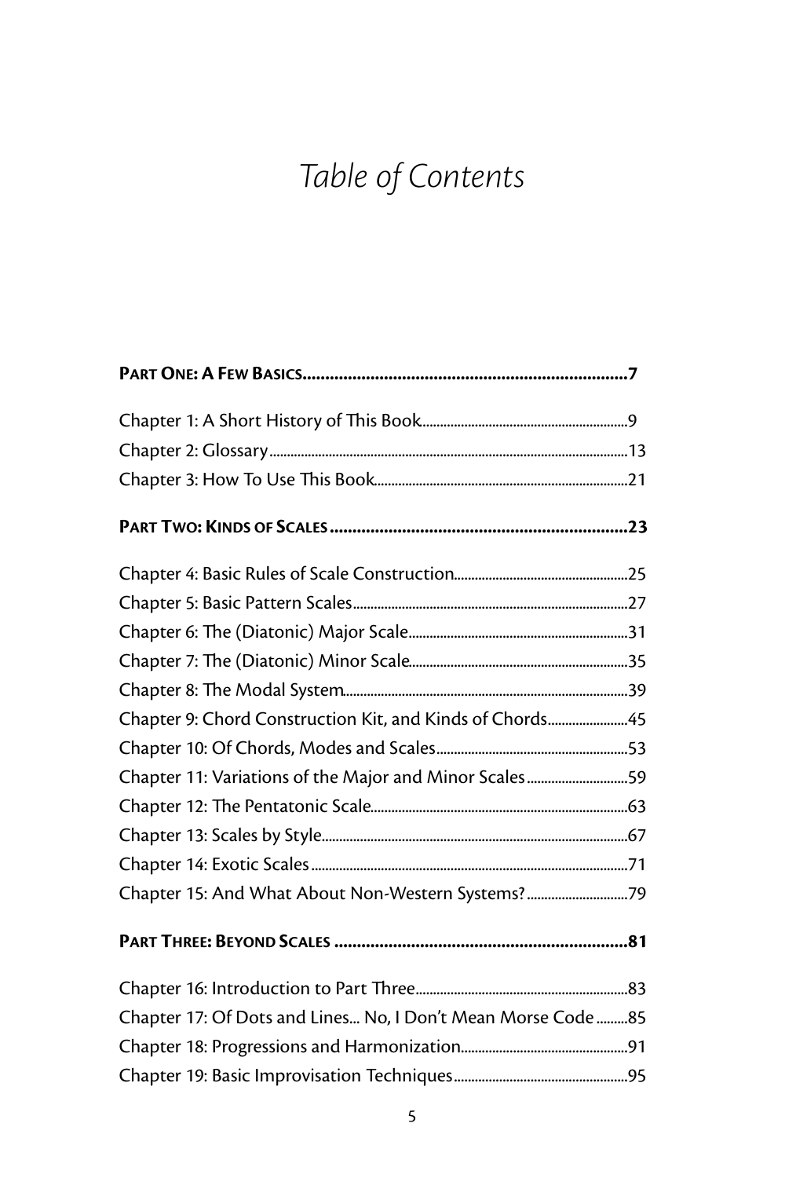# *Table of Contents*

**PART ONE: A FEW BASICS** ....................................................................... 7

Chapter 1: A Short History of This Book ........................................................ 9
Chapter 2: Glossary ........................................................................................ 13
Chapter 3: How To Use This Book ................................................................. 21

**PART TWO: KINDS OF SCALES** ................................................................ 23

Chapter 4: Basic Rules of Scale Construction ................................................ 25
Chapter 5: Basic Pattern Scales ...................................................................... 27
Chapter 6: The (Diatonic) Major Scale .......................................................... 31
Chapter 7: The (Diatonic) Minor Scale .......................................................... 35
Chapter 8: The Modal System ........................................................................ 39
Chapter 9: Chord Construction Kit, and Kinds of Chords .............................. 45
Chapter 10: Of Chords, Modes and Scales ..................................................... 53
Chapter 11: Variations of the Major and Minor Scales ................................... 59
Chapter 12: The Pentatonic Scale .................................................................. 63
Chapter 13: Scales by Style ............................................................................ 67
Chapter 14: Exotic Scales ............................................................................... 71
Chapter 15: And What About Non-Western Systems? ................................... 79

**PART THREE: BEYOND SCALES** ............................................................... 81

Chapter 16: Introduction to Part Three .......................................................... 83
Chapter 17: Of Dots and Lines... No, I Don't Mean Morse Code ................... 85
Chapter 18: Progressions and Harmonization ................................................ 91
Chapter 19: Basic Improvisation Techniques ................................................. 95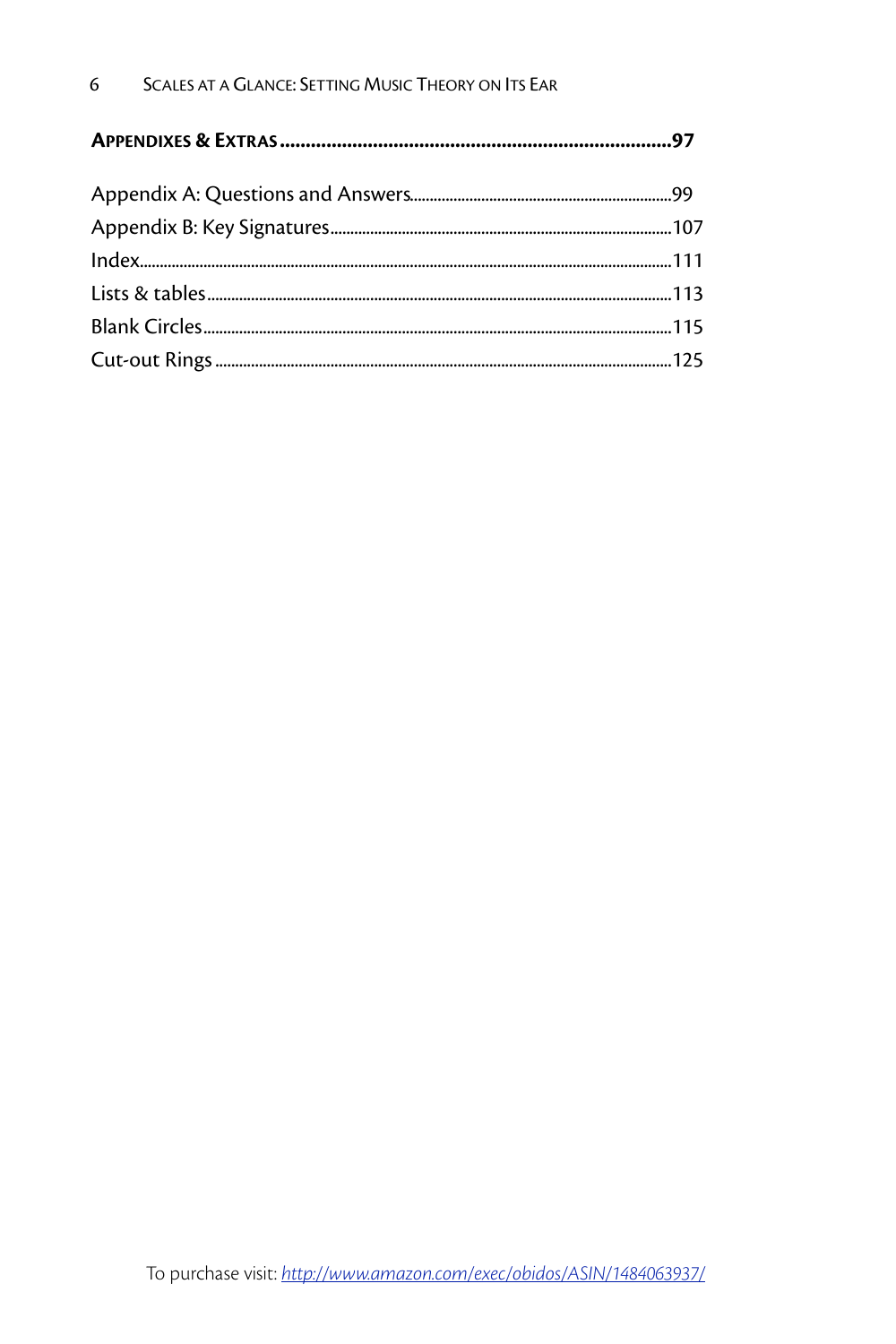**APPENDIXES & EXTRAS** .......................................................................... **97**

Appendix A: Questions and Answers.............................................................99
Appendix B: Key Signatures..........................................................................107
Index...........................................................................................................111
Lists & tables...............................................................................................113
Blank Circles................................................................................................115
Cut-out Rings...............................................................................................125

To purchase visit: *http://www.amazon.com/exec/obidos/ASIN/1484063937/*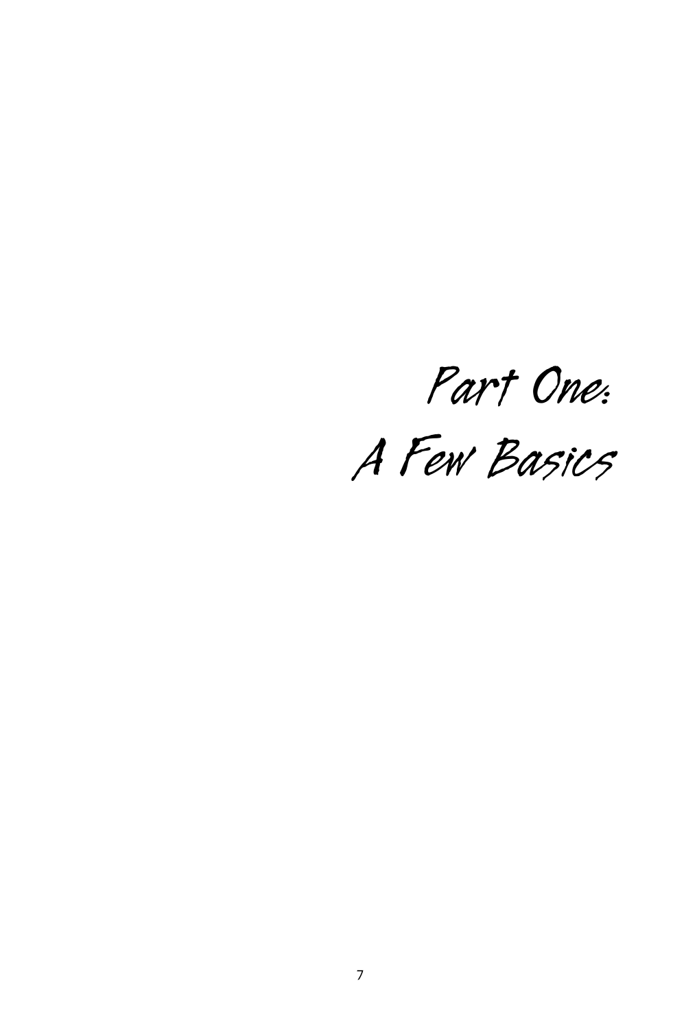# Part One:
# A Few Basics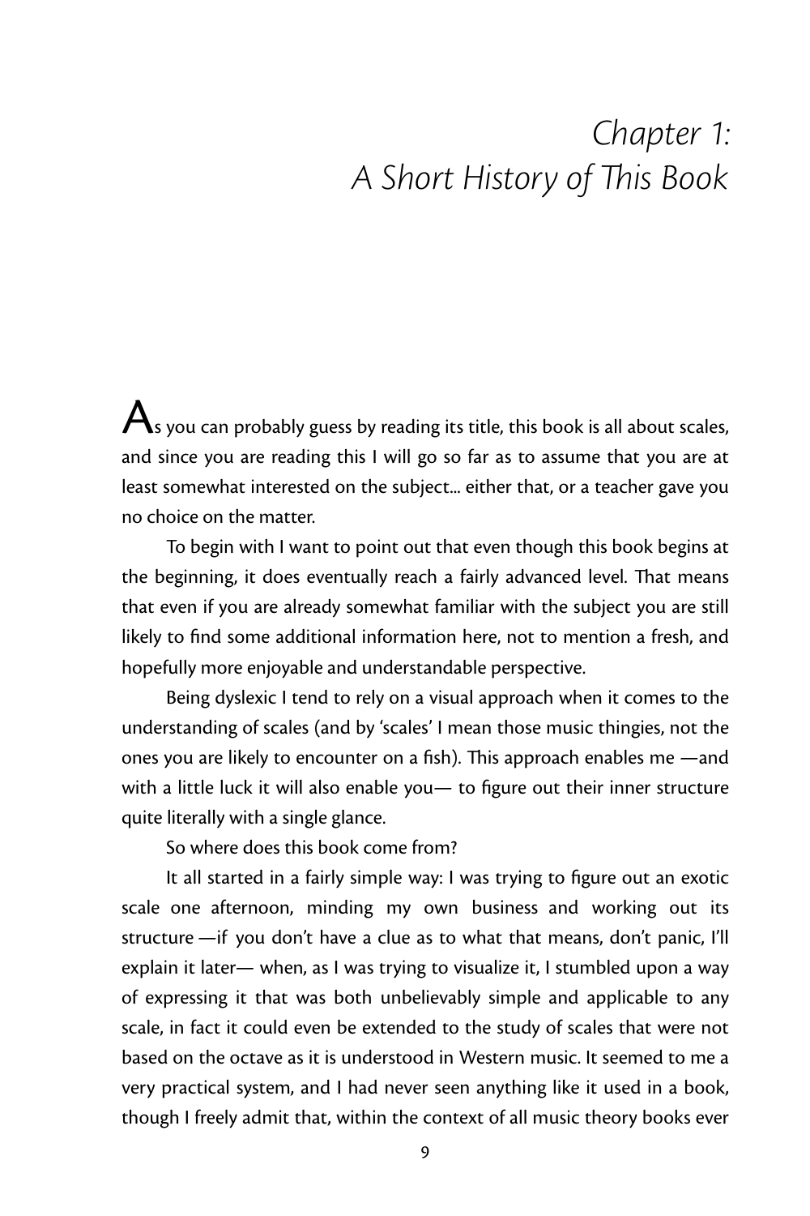# *Chapter 1: A Short History of This Book*

As you can probably guess by reading its title, this book is all about scales, and since you are reading this I will go so far as to assume that you are at least somewhat interested on the subject... either that, or a teacher gave you no choice on the matter.

To begin with I want to point out that even though this book begins at the beginning, it does eventually reach a fairly advanced level. That means that even if you are already somewhat familiar with the subject you are still likely to find some additional information here, not to mention a fresh, and hopefully more enjoyable and understandable perspective.

Being dyslexic I tend to rely on a visual approach when it comes to the understanding of scales (and by 'scales' I mean those music thingies, not the ones you are likely to encounter on a fish). This approach enables me —and with a little luck it will also enable you— to figure out their inner structure quite literally with a single glance.

So where does this book come from?

It all started in a fairly simple way: I was trying to figure out an exotic scale one afternoon, minding my own business and working out its structure —if you don't have a clue as to what that means, don't panic, I'll explain it later— when, as I was trying to visualize it, I stumbled upon a way of expressing it that was both unbelievably simple and applicable to any scale, in fact it could even be extended to the study of scales that were not based on the octave as it is understood in Western music. It seemed to me a very practical system, and I had never seen anything like it used in a book, though I freely admit that, within the context of all music theory books ever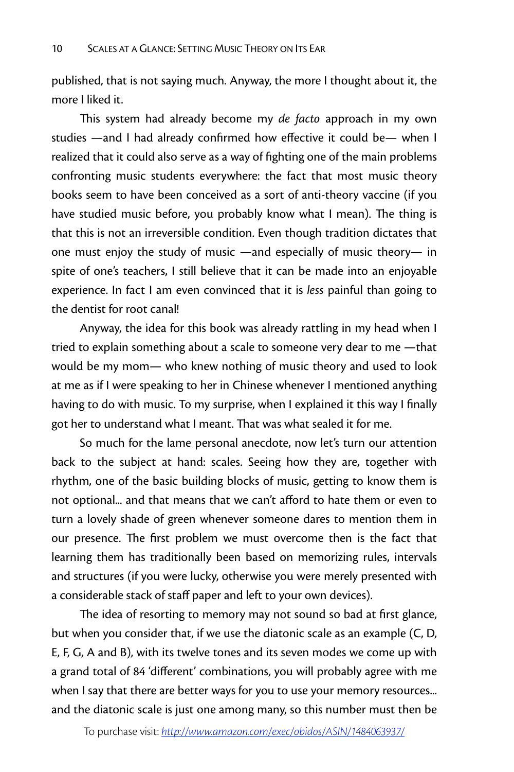published, that is not saying much. Anyway, the more I thought about it, the more I liked it.

This system had already become my *de facto* approach in my own studies —and I had already confirmed how effective it could be— when I realized that it could also serve as a way of fighting one of the main problems confronting music students everywhere: the fact that most music theory books seem to have been conceived as a sort of anti-theory vaccine (if you have studied music before, you probably know what I mean). The thing is that this is not an irreversible condition. Even though tradition dictates that one must enjoy the study of music —and especially of music theory— in spite of one's teachers, I still believe that it can be made into an enjoyable experience. In fact I am even convinced that it is *less* painful than going to the dentist for root canal!

Anyway, the idea for this book was already rattling in my head when I tried to explain something about a scale to someone very dear to me —that would be my mom— who knew nothing of music theory and used to look at me as if I were speaking to her in Chinese whenever I mentioned anything having to do with music. To my surprise, when I explained it this way I finally got her to understand what I meant. That was what sealed it for me.

So much for the lame personal anecdote, now let's turn our attention back to the subject at hand: scales. Seeing how they are, together with rhythm, one of the basic building blocks of music, getting to know them is not optional... and that means that we can't afford to hate them or even to turn a lovely shade of green whenever someone dares to mention them in our presence. The first problem we must overcome then is the fact that learning them has traditionally been based on memorizing rules, intervals and structures (if you were lucky, otherwise you were merely presented with a considerable stack of staff paper and left to your own devices).

The idea of resorting to memory may not sound so bad at first glance, but when you consider that, if we use the diatonic scale as an example (C, D, E, F, G, A and B), with its twelve tones and its seven modes we come up with a grand total of 84 'different' combinations, you will probably agree with me when I say that there are better ways for you to use your memory resources... and the diatonic scale is just one among many, so this number must then be

To purchase visit: *http://www.amazon.com/exec/obidos/ASIN/1484063937/*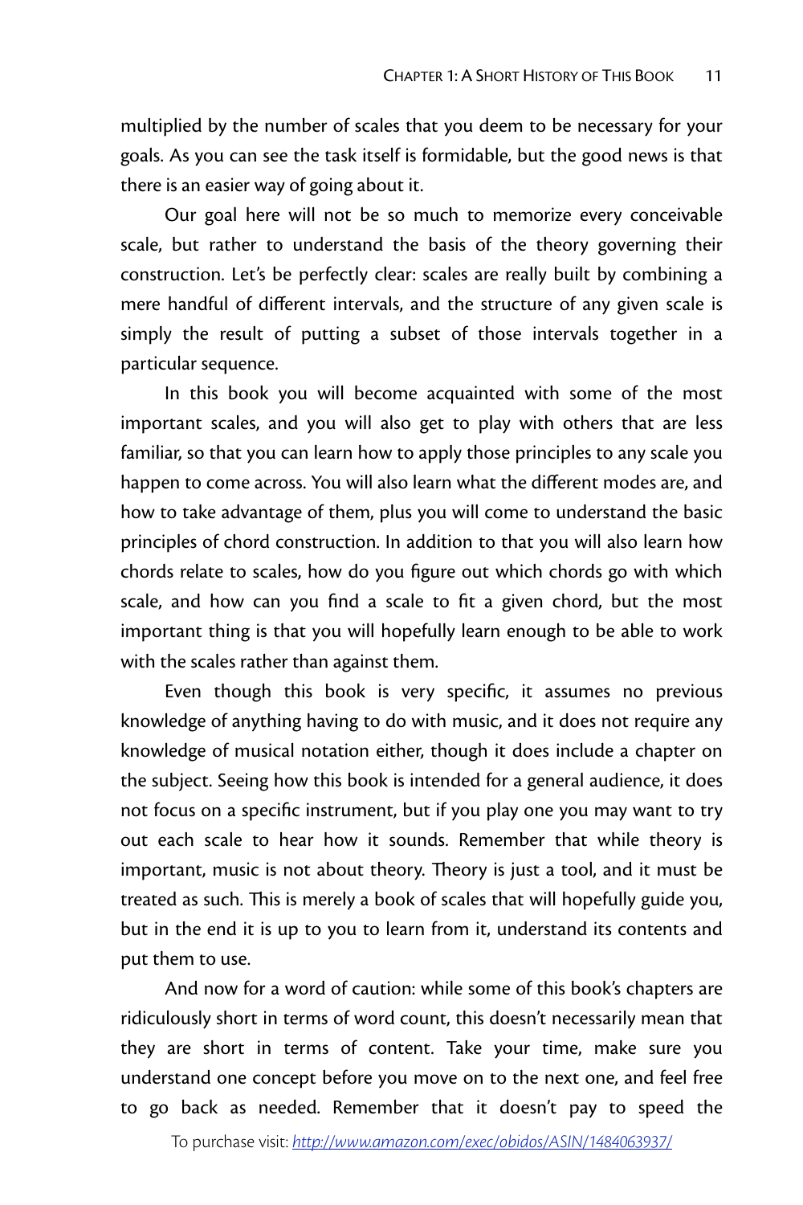multiplied by the number of scales that you deem to be necessary for your goals. As you can see the task itself is formidable, but the good news is that there is an easier way of going about it.

Our goal here will not be so much to memorize every conceivable scale, but rather to understand the basis of the theory governing their construction. Let's be perfectly clear: scales are really built by combining a mere handful of different intervals, and the structure of any given scale is simply the result of putting a subset of those intervals together in a particular sequence.

In this book you will become acquainted with some of the most important scales, and you will also get to play with others that are less familiar, so that you can learn how to apply those principles to any scale you happen to come across. You will also learn what the different modes are, and how to take advantage of them, plus you will come to understand the basic principles of chord construction. In addition to that you will also learn how chords relate to scales, how do you figure out which chords go with which scale, and how can you find a scale to fit a given chord, but the most important thing is that you will hopefully learn enough to be able to work with the scales rather than against them.

Even though this book is very specific, it assumes no previous knowledge of anything having to do with music, and it does not require any knowledge of musical notation either, though it does include a chapter on the subject. Seeing how this book is intended for a general audience, it does not focus on a specific instrument, but if you play one you may want to try out each scale to hear how it sounds. Remember that while theory is important, music is not about theory. Theory is just a tool, and it must be treated as such. This is merely a book of scales that will hopefully guide you, but in the end it is up to you to learn from it, understand its contents and put them to use.

And now for a word of caution: while some of this book's chapters are ridiculously short in terms of word count, this doesn't necessarily mean that they are short in terms of content. Take your time, make sure you understand one concept before you move on to the next one, and feel free to go back as needed. Remember that it doesn't pay to speed the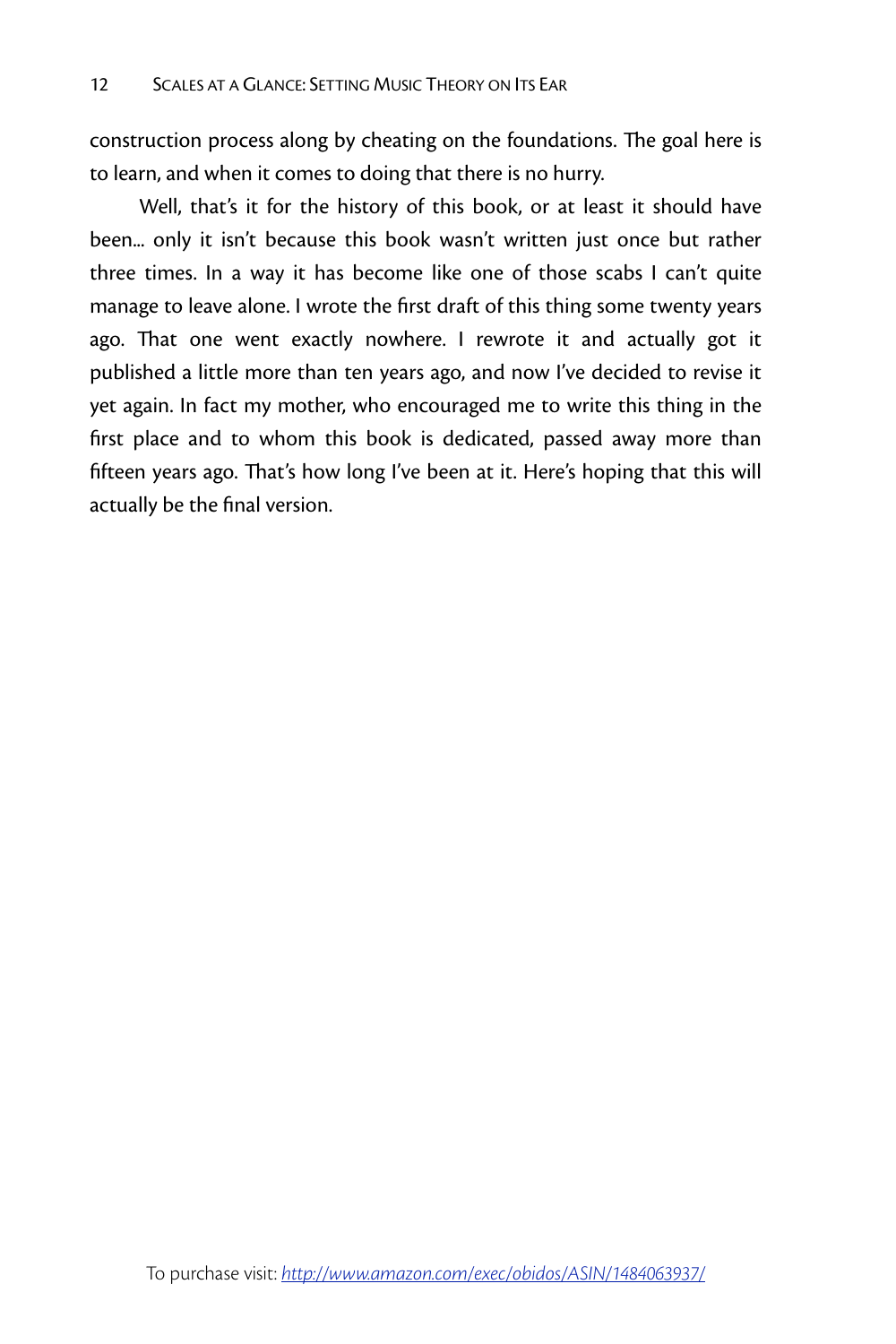construction process along by cheating on the foundations. The goal here is to learn, and when it comes to doing that there is no hurry.

Well, that's it for the history of this book, or at least it should have been... only it isn't because this book wasn't written just once but rather three times. In a way it has become like one of those scabs I can't quite manage to leave alone. I wrote the first draft of this thing some twenty years ago. That one went exactly nowhere. I rewrote it and actually got it published a little more than ten years ago, and now I've decided to revise it yet again. In fact my mother, who encouraged me to write this thing in the first place and to whom this book is dedicated, passed away more than fifteen years ago. That's how long I've been at it. Here's hoping that this will actually be the final version.

To purchase visit: *http://www.amazon.com/exec/obidos/ASIN/1484063937/*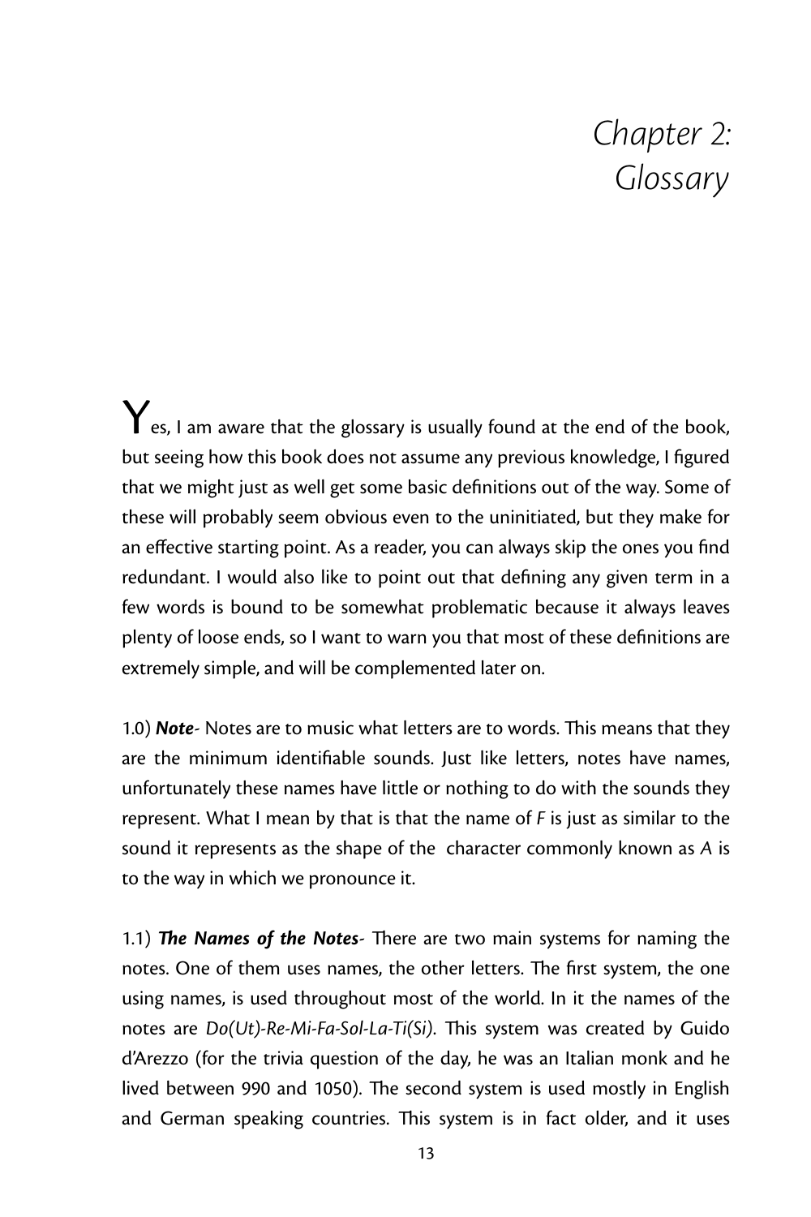# Chapter 2: Glossary

Yes, I am aware that the glossary is usually found at the end of the book, but seeing how this book does not assume any previous knowledge, I figured that we might just as well get some basic definitions out of the way. Some of these will probably seem obvious even to the uninitiated, but they make for an effective starting point. As a reader, you can always skip the ones you find redundant. I would also like to point out that defining any given term in a few words is bound to be somewhat problematic because it always leaves plenty of loose ends, so I want to warn you that most of these definitions are extremely simple, and will be complemented later on.

1.0) ***Note***- Notes are to music what letters are to words. This means that they are the minimum identifiable sounds. Just like letters, notes have names, unfortunately these names have little or nothing to do with the sounds they represent. What I mean by that is that the name of *F* is just as similar to the sound it represents as the shape of the character commonly known as *A* is to the way in which we pronounce it.

1.1) ***The Names of the Notes***- There are two main systems for naming the notes. One of them uses names, the other letters. The first system, the one using names, is used throughout most of the world. In it the names of the notes are *Do(Ut)-Re-Mi-Fa-Sol-La-Ti(Si)*. This system was created by Guido d'Arezzo (for the trivia question of the day, he was an Italian monk and he lived between 990 and 1050). The second system is used mostly in English and German speaking countries. This system is in fact older, and it uses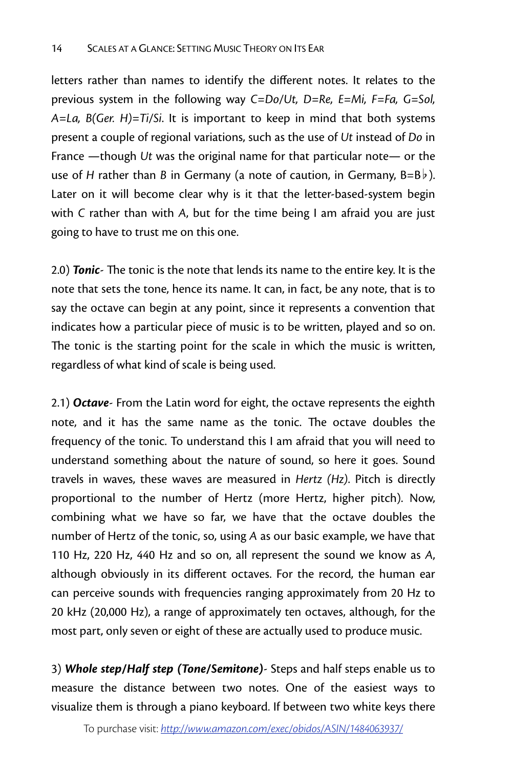letters rather than names to identify the different notes. It relates to the previous system in the following way *C=Do/Ut, D=Re, E=Mi, F=Fa, G=Sol, A=La, B(Ger. H)=Ti/Si*. It is important to keep in mind that both systems present a couple of regional variations, such as the use of *Ut* instead of *Do* in France —though *Ut* was the original name for that particular note— or the use of *H* rather than *B* in Germany (a note of caution, in Germany, B=B♭). Later on it will become clear why is it that the letter-based-system begin with *C* rather than with *A*, but for the time being I am afraid you are just going to have to trust me on this one.

2.0) ***Tonic***- The tonic is the note that lends its name to the entire key. It is the note that sets the tone, hence its name. It can, in fact, be any note, that is to say the octave can begin at any point, since it represents a convention that indicates how a particular piece of music is to be written, played and so on. The tonic is the starting point for the scale in which the music is written, regardless of what kind of scale is being used.

2.1) ***Octave***- From the Latin word for eight, the octave represents the eighth note, and it has the same name as the tonic. The octave doubles the frequency of the tonic. To understand this I am afraid that you will need to understand something about the nature of sound, so here it goes. Sound travels in waves, these waves are measured in *Hertz (Hz)*. Pitch is directly proportional to the number of Hertz (more Hertz, higher pitch). Now, combining what we have so far, we have that the octave doubles the number of Hertz of the tonic, so, using *A* as our basic example, we have that 110 Hz, 220 Hz, 440 Hz and so on, all represent the sound we know as *A*, although obviously in its different octaves. For the record, the human ear can perceive sounds with frequencies ranging approximately from 20 Hz to 20 kHz (20,000 Hz), a range of approximately ten octaves, although, for the most part, only seven or eight of these are actually used to produce music.

3) ***Whole step/Half step (Tone/Semitone)***- Steps and half steps enable us to measure the distance between two notes. One of the easiest ways to visualize them is through a piano keyboard. If between two white keys there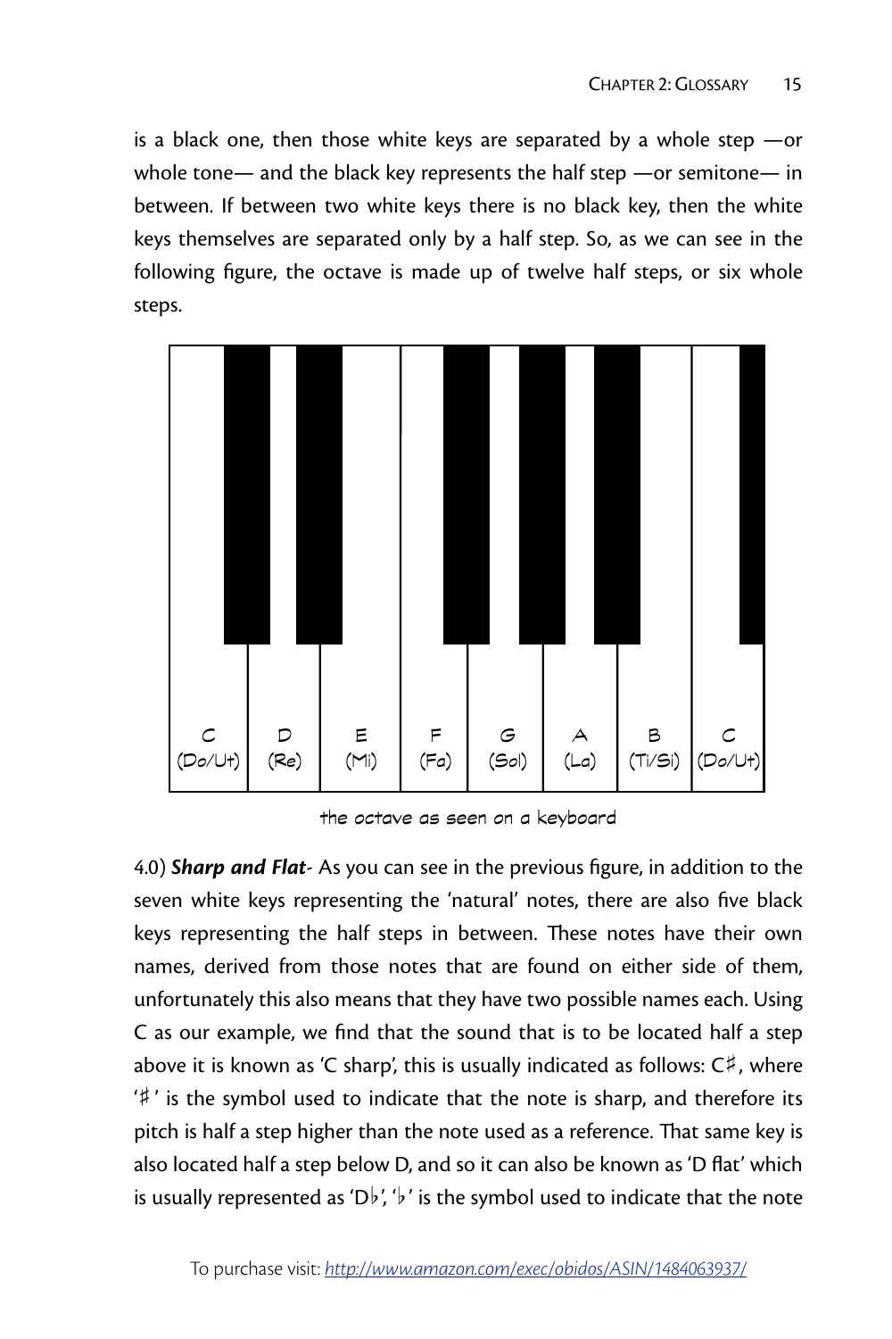is a black one, then those white keys are separated by a whole step —or whole tone— and the black key represents the half step —or semitone— in between. If between two white keys there is no black key, then the white keys themselves are separated only by a half step. So, as we can see in the following figure, the octave is made up of twelve half steps, or six whole steps.

C (Do/Ut) D (Re) E (Mi) F (Fa) G (Sol) A (La) B (Ti/Si) C (Do/Ut)

the octave as seen on a keyboard

4.0) ***Sharp and Flat***- As you can see in the previous figure, in addition to the seven white keys representing the 'natural' notes, there are also five black keys representing the half steps in between. These notes have their own names, derived from those notes that are found on either side of them, unfortunately this also means that they have two possible names each. Using C as our example, we find that the sound that is to be located half a step above it is known as 'C sharp', this is usually indicated as follows: C♯, where '♯' is the symbol used to indicate that the note is sharp, and therefore its pitch is half a step higher than the note used as a reference. That same key is also located half a step below D, and so it can also be known as 'D flat' which is usually represented as 'D♭', '♭' is the symbol used to indicate that the note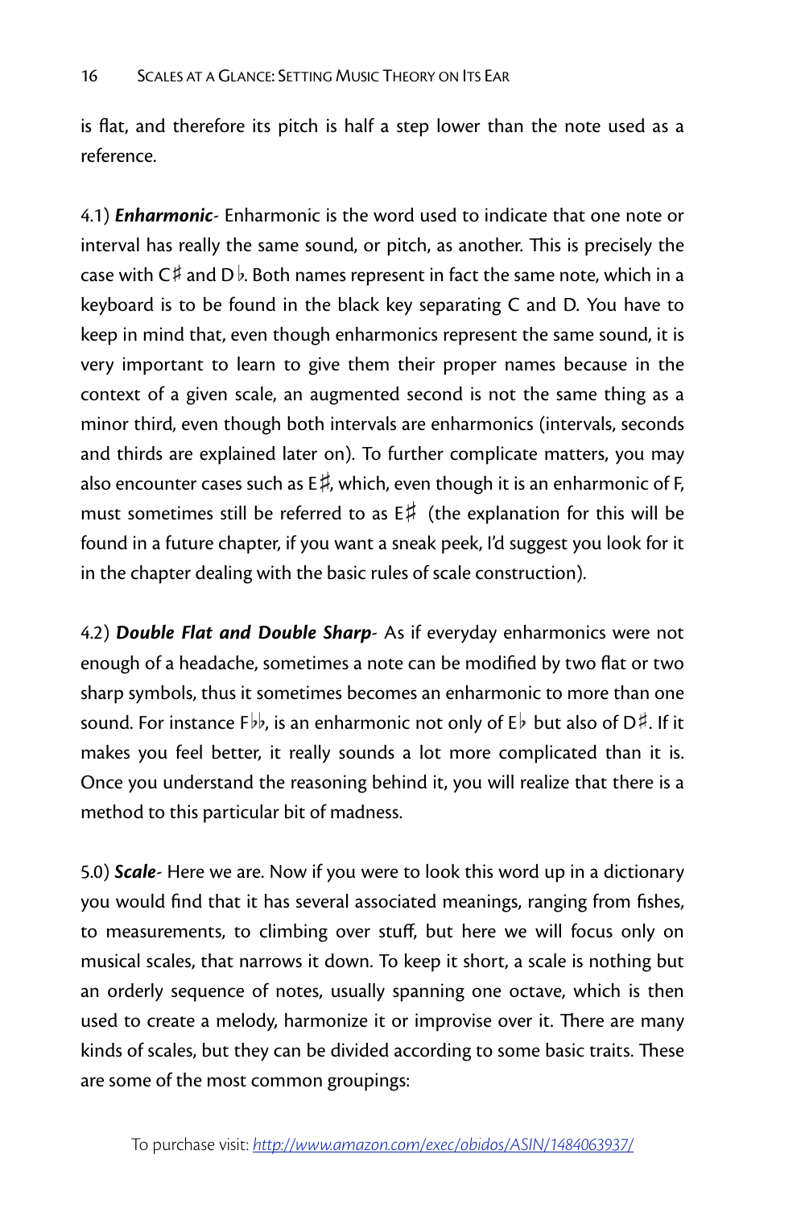is flat, and therefore its pitch is half a step lower than the note used as a reference.

4.1) ***Enharmonic***- Enharmonic is the word used to indicate that one note or interval has really the same sound, or pitch, as another. This is precisely the case with C♯ and D♭. Both names represent in fact the same note, which in a keyboard is to be found in the black key separating C and D. You have to keep in mind that, even though enharmonics represent the same sound, it is very important to learn to give them their proper names because in the context of a given scale, an augmented second is not the same thing as a minor third, even though both intervals are enharmonics (intervals, seconds and thirds are explained later on). To further complicate matters, you may also encounter cases such as E♯, which, even though it is an enharmonic of F, must sometimes still be referred to as E♯ (the explanation for this will be found in a future chapter, if you want a sneak peek, I'd suggest you look for it in the chapter dealing with the basic rules of scale construction).

4.2) ***Double Flat and Double Sharp***- As if everyday enharmonics were not enough of a headache, sometimes a note can be modified by two flat or two sharp symbols, thus it sometimes becomes an enharmonic to more than one sound. For instance F♭♭, is an enharmonic not only of E♭ but also of D♯. If it makes you feel better, it really sounds a lot more complicated than it is. Once you understand the reasoning behind it, you will realize that there is a method to this particular bit of madness.

5.0) ***Scale***- Here we are. Now if you were to look this word up in a dictionary you would find that it has several associated meanings, ranging from fishes, to measurements, to climbing over stuff, but here we will focus only on musical scales, that narrows it down. To keep it short, a scale is nothing but an orderly sequence of notes, usually spanning one octave, which is then used to create a melody, harmonize it or improvise over it. There are many kinds of scales, but they can be divided according to some basic traits. These are some of the most common groupings: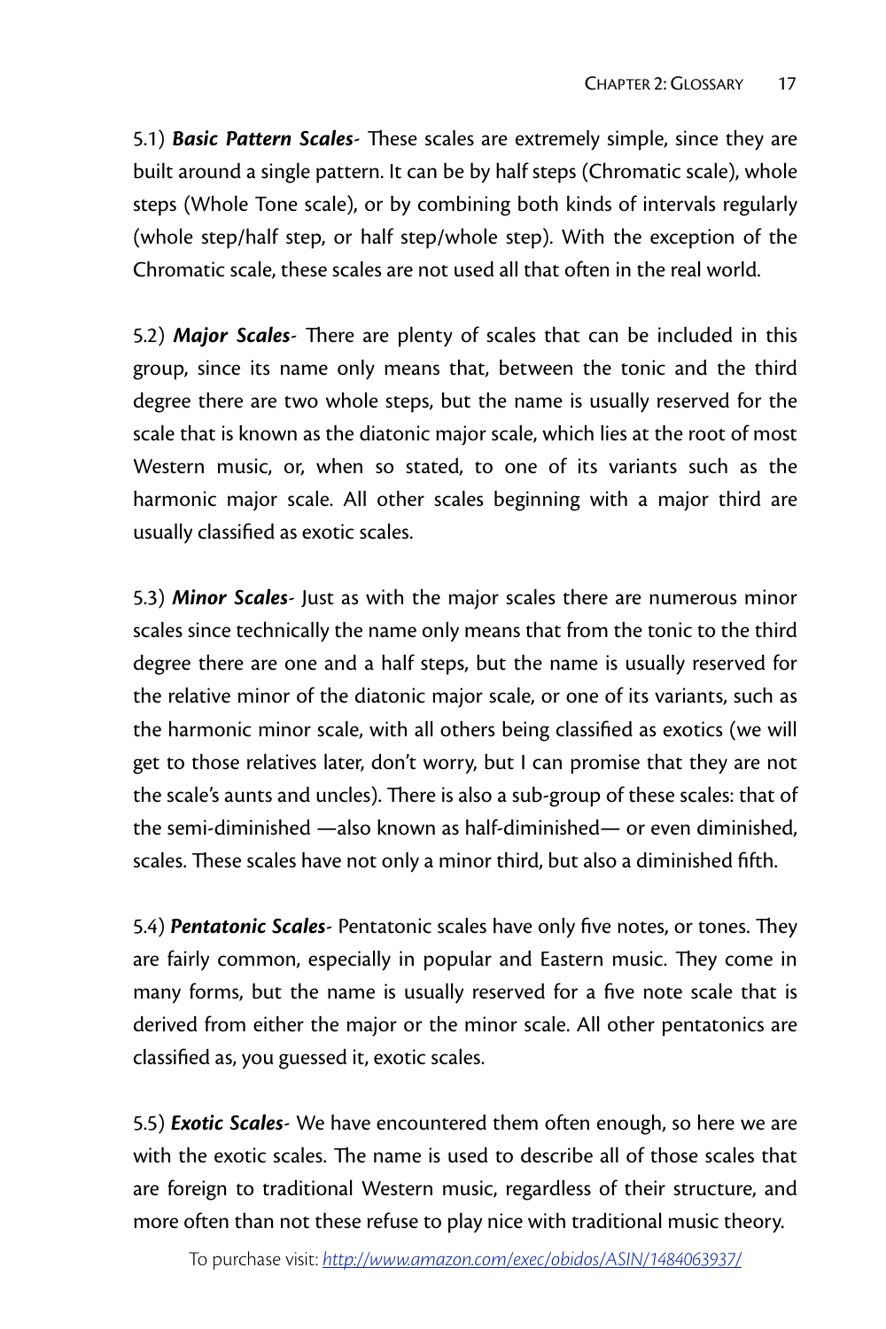5.1) ***Basic Pattern Scales***- These scales are extremely simple, since they are built around a single pattern. It can be by half steps (Chromatic scale), whole steps (Whole Tone scale), or by combining both kinds of intervals regularly (whole step/half step, or half step/whole step). With the exception of the Chromatic scale, these scales are not used all that often in the real world.

5.2) ***Major Scales***- There are plenty of scales that can be included in this group, since its name only means that, between the tonic and the third degree there are two whole steps, but the name is usually reserved for the scale that is known as the diatonic major scale, which lies at the root of most Western music, or, when so stated, to one of its variants such as the harmonic major scale. All other scales beginning with a major third are usually classified as exotic scales.

5.3) ***Minor Scales***- Just as with the major scales there are numerous minor scales since technically the name only means that from the tonic to the third degree there are one and a half steps, but the name is usually reserved for the relative minor of the diatonic major scale, or one of its variants, such as the harmonic minor scale, with all others being classified as exotics (we will get to those relatives later, don't worry, but I can promise that they are not the scale's aunts and uncles). There is also a sub-group of these scales: that of the semi-diminished —also known as half-diminished— or even diminished, scales. These scales have not only a minor third, but also a diminished fifth.

5.4) ***Pentatonic Scales***- Pentatonic scales have only five notes, or tones. They are fairly common, especially in popular and Eastern music. They come in many forms, but the name is usually reserved for a five note scale that is derived from either the major or the minor scale. All other pentatonics are classified as, you guessed it, exotic scales.

5.5) ***Exotic Scales***- We have encountered them often enough, so here we are with the exotic scales. The name is used to describe all of those scales that are foreign to traditional Western music, regardless of their structure, and more often than not these refuse to play nice with traditional music theory.

To purchase visit: *[http://www.amazon.com/exec/obidos/ASIN/1484063937/](http://www.amazon.com/exec/obidos/ASIN/1484063937/)*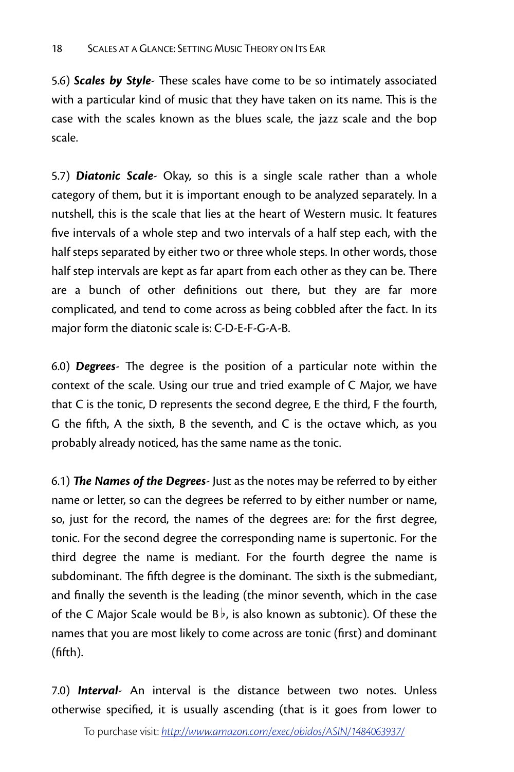5.6) ***Scales by Style***- These scales have come to be so intimately associated with a particular kind of music that they have taken on its name. This is the case with the scales known as the blues scale, the jazz scale and the bop scale.

5.7) ***Diatonic Scale***- Okay, so this is a single scale rather than a whole category of them, but it is important enough to be analyzed separately. In a nutshell, this is the scale that lies at the heart of Western music. It features five intervals of a whole step and two intervals of a half step each, with the half steps separated by either two or three whole steps. In other words, those half step intervals are kept as far apart from each other as they can be. There are a bunch of other definitions out there, but they are far more complicated, and tend to come across as being cobbled after the fact. In its major form the diatonic scale is: C-D-E-F-G-A-B.

6.0) ***Degrees***- The degree is the position of a particular note within the context of the scale. Using our true and tried example of C Major, we have that C is the tonic, D represents the second degree, E the third, F the fourth, G the fifth, A the sixth, B the seventh, and C is the octave which, as you probably already noticed, has the same name as the tonic.

6.1) ***The Names of the Degrees***- Just as the notes may be referred to by either name or letter, so can the degrees be referred to by either number or name, so, just for the record, the names of the degrees are: for the first degree, tonic. For the second degree the corresponding name is supertonic. For the third degree the name is mediant. For the fourth degree the name is subdominant. The fifth degree is the dominant. The sixth is the submediant, and finally the seventh is the leading (the minor seventh, which in the case of the C Major Scale would be B♭, is also known as subtonic). Of these the names that you are most likely to come across are tonic (first) and dominant (fifth).

7.0) ***Interval***- An interval is the distance between two notes. Unless otherwise specified, it is usually ascending (that is it goes from lower to

To purchase visit: *http://www.amazon.com/exec/obidos/ASIN/1484063937/*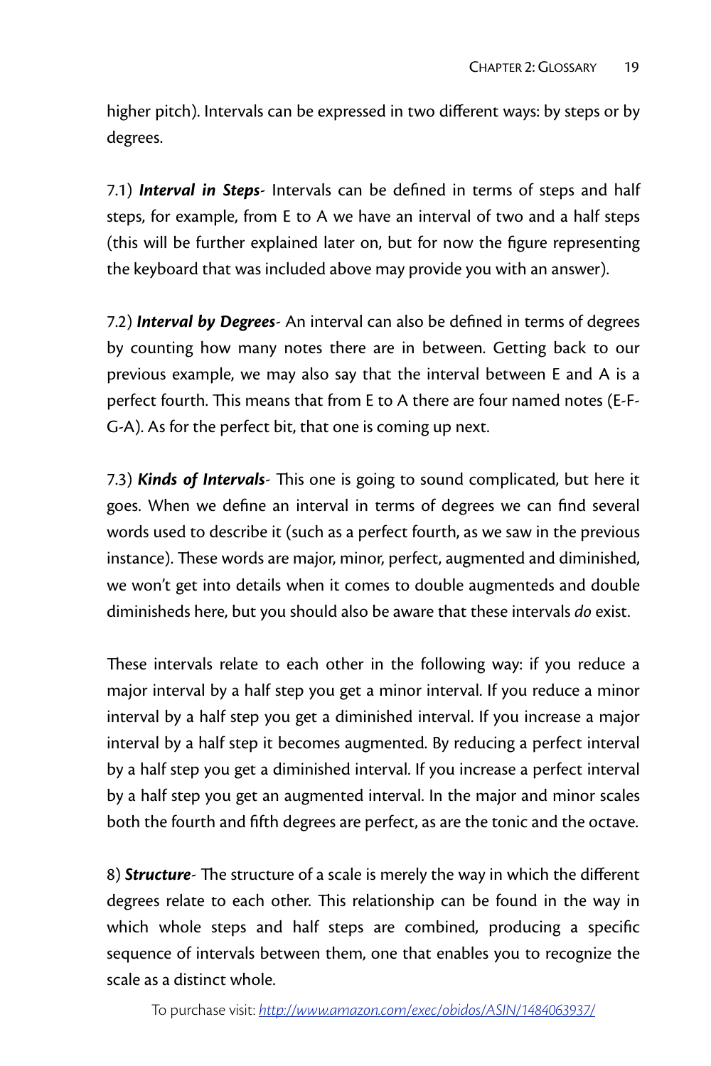higher pitch). Intervals can be expressed in two different ways: by steps or by degrees.

7.1) ***Interval in Steps***- Intervals can be defined in terms of steps and half steps, for example, from E to A we have an interval of two and a half steps (this will be further explained later on, but for now the figure representing the keyboard that was included above may provide you with an answer).

7.2) ***Interval by Degrees***- An interval can also be defined in terms of degrees by counting how many notes there are in between. Getting back to our previous example, we may also say that the interval between E and A is a perfect fourth. This means that from E to A there are four named notes (E-F-G-A). As for the perfect bit, that one is coming up next.

7.3) ***Kinds of Intervals***- This one is going to sound complicated, but here it goes. When we define an interval in terms of degrees we can find several words used to describe it (such as a perfect fourth, as we saw in the previous instance). These words are major, minor, perfect, augmented and diminished, we won't get into details when it comes to double augmenteds and double diminisheds here, but you should also be aware that these intervals *do* exist.

These intervals relate to each other in the following way: if you reduce a major interval by a half step you get a minor interval. If you reduce a minor interval by a half step you get a diminished interval. If you increase a major interval by a half step it becomes augmented. By reducing a perfect interval by a half step you get a diminished interval. If you increase a perfect interval by a half step you get an augmented interval. In the major and minor scales both the fourth and fifth degrees are perfect, as are the tonic and the octave.

8) ***Structure***- The structure of a scale is merely the way in which the different degrees relate to each other. This relationship can be found in the way in which whole steps and half steps are combined, producing a specific sequence of intervals between them, one that enables you to recognize the scale as a distinct whole.

To purchase visit: *http://www.amazon.com/exec/obidos/ASIN/1484063937/*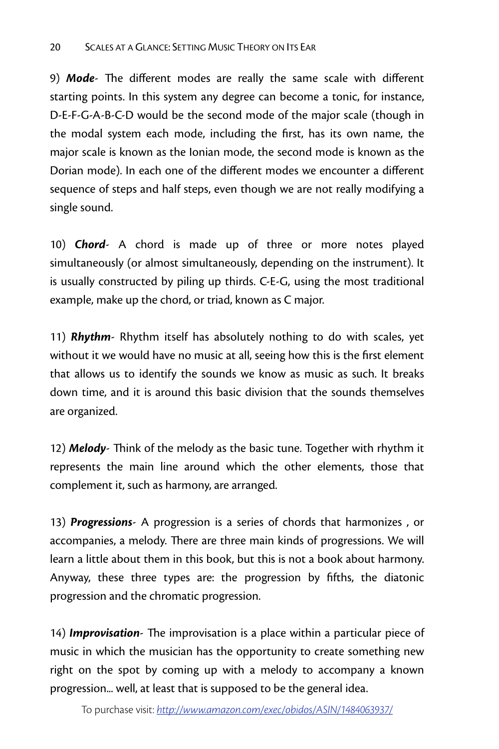9) ***Mode***- The different modes are really the same scale with different starting points. In this system any degree can become a tonic, for instance, D-E-F-G-A-B-C-D would be the second mode of the major scale (though in the modal system each mode, including the first, has its own name, the major scale is known as the Ionian mode, the second mode is known as the Dorian mode). In each one of the different modes we encounter a different sequence of steps and half steps, even though we are not really modifying a single sound.

10) ***Chord***- A chord is made up of three or more notes played simultaneously (or almost simultaneously, depending on the instrument). It is usually constructed by piling up thirds. C-E-G, using the most traditional example, make up the chord, or triad, known as C major.

11) ***Rhythm***- Rhythm itself has absolutely nothing to do with scales, yet without it we would have no music at all, seeing how this is the first element that allows us to identify the sounds we know as music as such. It breaks down time, and it is around this basic division that the sounds themselves are organized.

12) ***Melody***- Think of the melody as the basic tune. Together with rhythm it represents the main line around which the other elements, those that complement it, such as harmony, are arranged.

13) ***Progressions***- A progression is a series of chords that harmonizes , or accompanies, a melody. There are three main kinds of progressions. We will learn a little about them in this book, but this is not a book about harmony. Anyway, these three types are: the progression by fifths, the diatonic progression and the chromatic progression.

14) ***Improvisation***- The improvisation is a place within a particular piece of music in which the musician has the opportunity to create something new right on the spot by coming up with a melody to accompany a known progression... well, at least that is supposed to be the general idea.

To purchase visit: *http://www.amazon.com/exec/obidos/ASIN/1484063937/*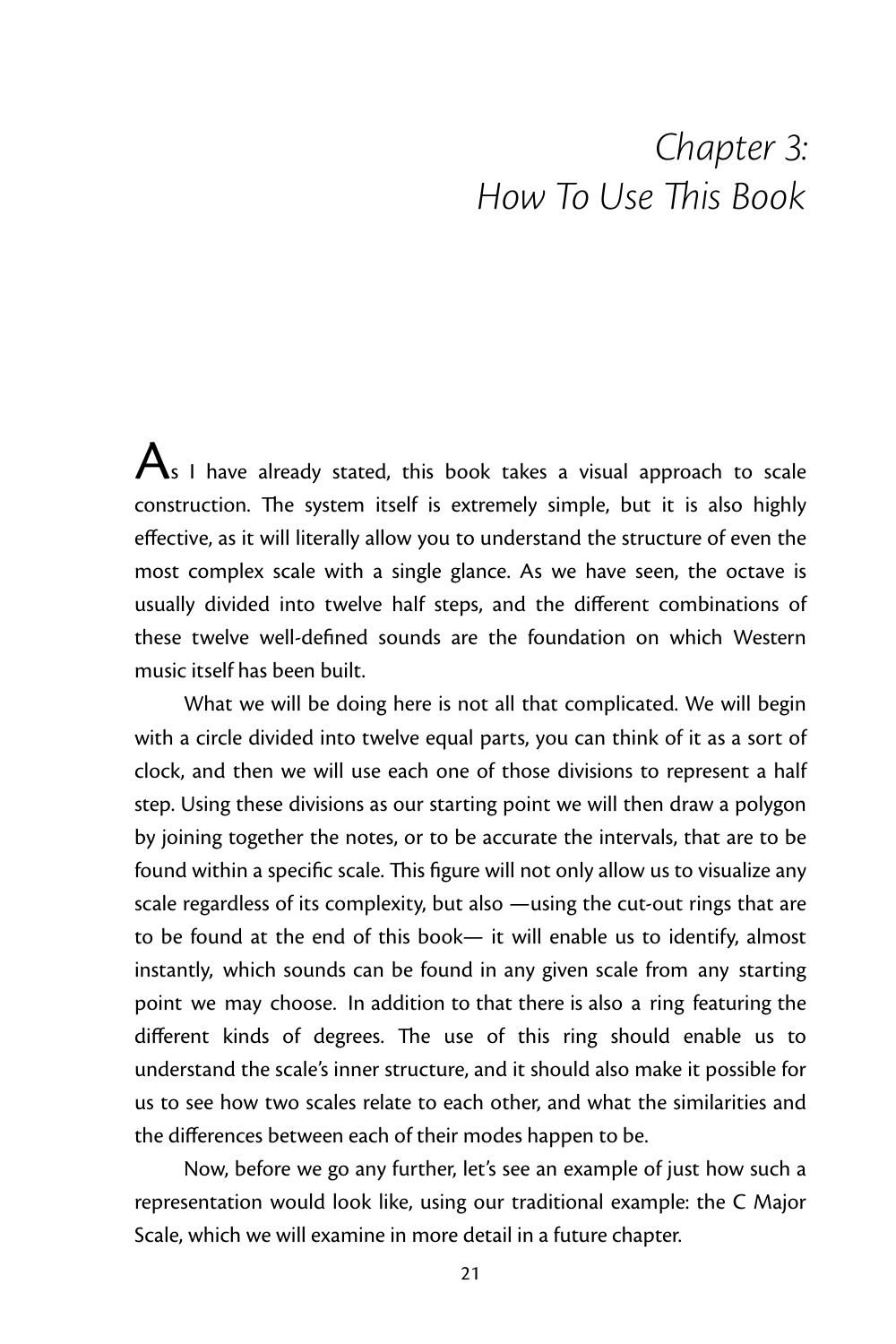# Chapter 3: How To Use This Book

As I have already stated, this book takes a visual approach to scale construction. The system itself is extremely simple, but it is also highly effective, as it will literally allow you to understand the structure of even the most complex scale with a single glance. As we have seen, the octave is usually divided into twelve half steps, and the different combinations of these twelve well-defined sounds are the foundation on which Western music itself has been built.

What we will be doing here is not all that complicated. We will begin with a circle divided into twelve equal parts, you can think of it as a sort of clock, and then we will use each one of those divisions to represent a half step. Using these divisions as our starting point we will then draw a polygon by joining together the notes, or to be accurate the intervals, that are to be found within a specific scale. This figure will not only allow us to visualize any scale regardless of its complexity, but also —using the cut-out rings that are to be found at the end of this book— it will enable us to identify, almost instantly, which sounds can be found in any given scale from any starting point we may choose. In addition to that there is also a ring featuring the different kinds of degrees. The use of this ring should enable us to understand the scale's inner structure, and it should also make it possible for us to see how two scales relate to each other, and what the similarities and the differences between each of their modes happen to be.

Now, before we go any further, let's see an example of just how such a representation would look like, using our traditional example: the C Major Scale, which we will examine in more detail in a future chapter.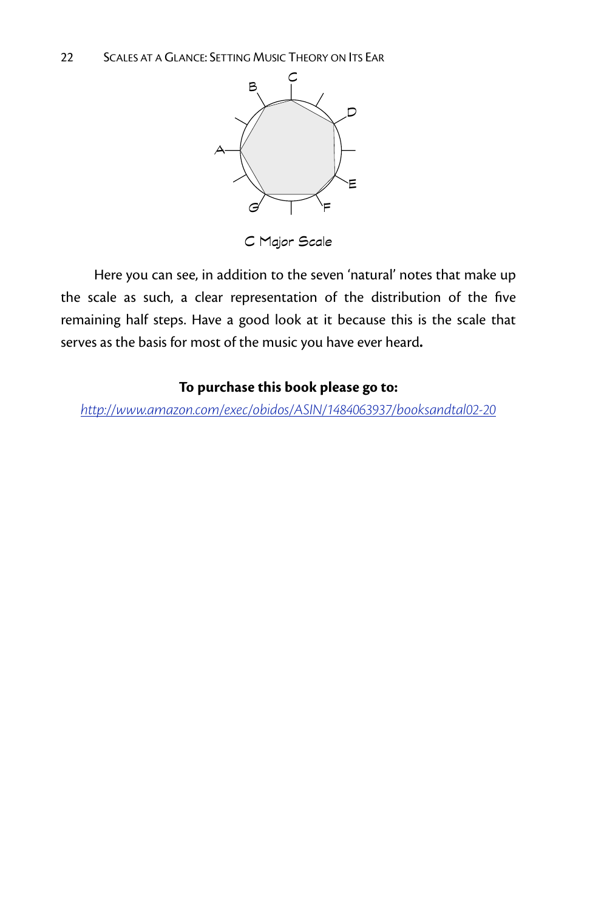B
C
D
A
E
G
F

C Major Scale

Here you can see, in addition to the seven 'natural' notes that make up the scale as such, a clear representation of the distribution of the five remaining half steps. Have a good look at it because this is the scale that serves as the basis for most of the music you have ever heard**.**

**To purchase this book please go to:**

*http://www.amazon.com/exec/obidos/ASIN/1484063937/booksandtal02-20*